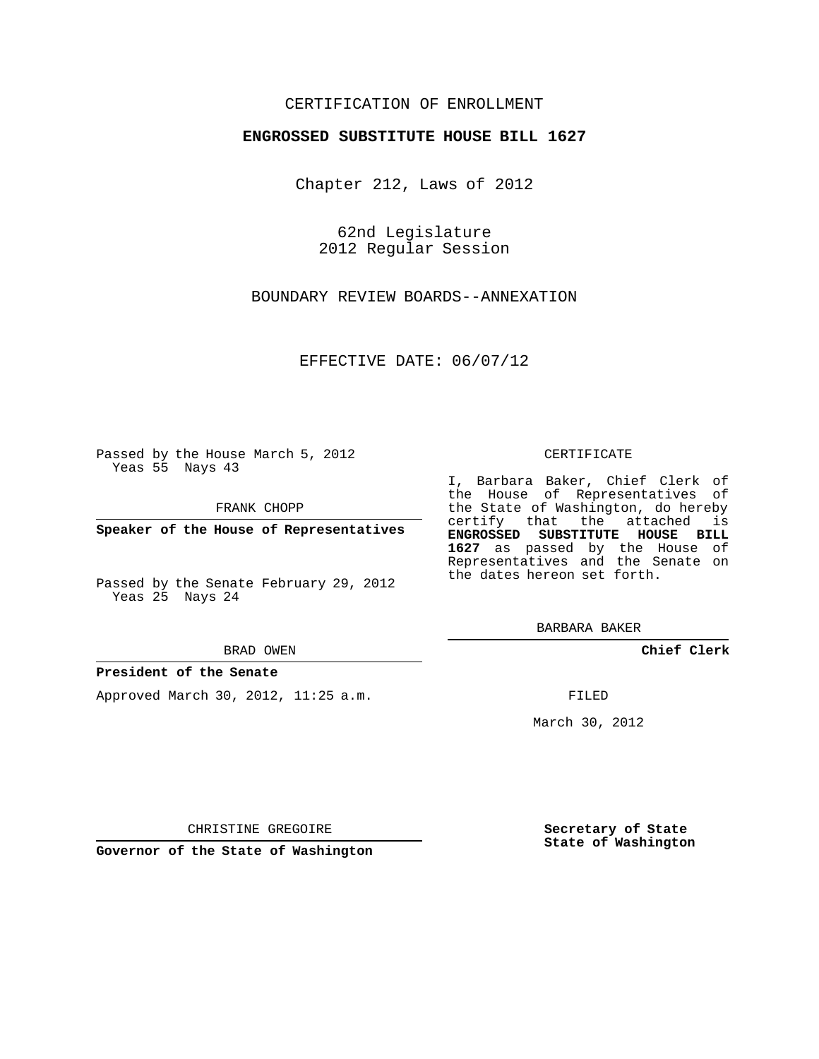CERTIFICATION OF ENROLLMENT

**ENGROSSED SUBSTITUTE HOUSE BILL 1627**

Chapter 212, Laws of 2012

62nd Legislature
2012 Regular Session

BOUNDARY REVIEW BOARDS--ANNEXATION

EFFECTIVE DATE: 06/07/12

Passed by the House March 5, 2012
Yeas 55 Nays 43

FRANK CHOPP

**Speaker of the House of Representatives**

Passed by the Senate February 29, 2012
Yeas 25 Nays 24

BRAD OWEN

**President of the Senate**

Approved March 30, 2012, 11:25 a.m.

CHRISTINE GREGOIRE

**Governor of the State of Washington**

CERTIFICATE

I, Barbara Baker, Chief Clerk of the House of Representatives of the State of Washington, do hereby certify that the attached is **ENGROSSED SUBSTITUTE HOUSE BILL 1627** as passed by the House of Representatives and the Senate on the dates hereon set forth.

BARBARA BAKER

**Chief Clerk**

FILED

March 30, 2012

**Secretary of State**
**State of Washington**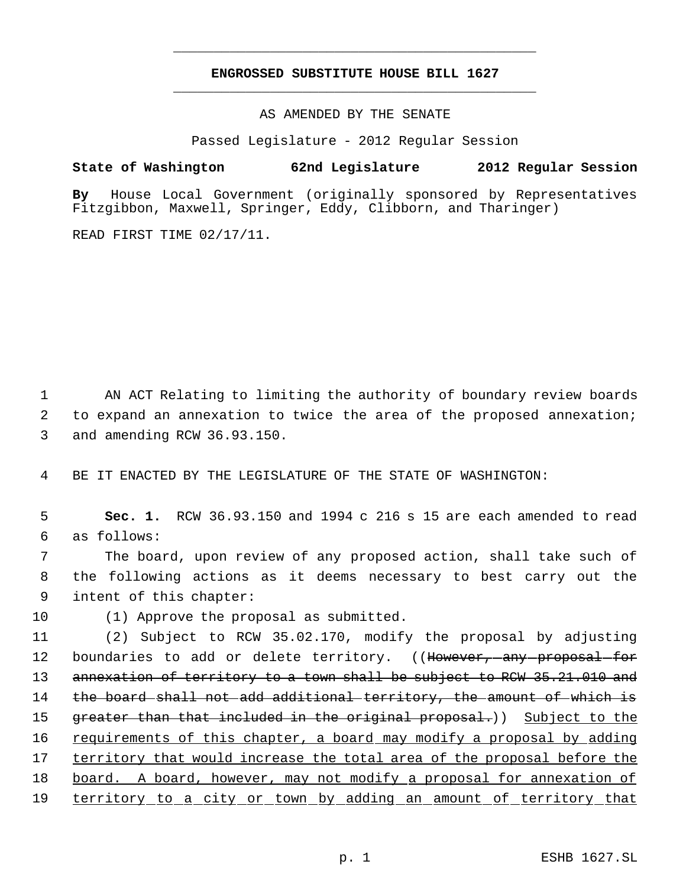**ENGROSSED SUBSTITUTE HOUSE BILL 1627**

AS AMENDED BY THE SENATE

Passed Legislature - 2012 Regular Session

**State of Washington 62nd Legislature 2012 Regular Session**

**By** House Local Government (originally sponsored by Representatives Fitzgibbon, Maxwell, Springer, Eddy, Clibborn, and Tharinger)

READ FIRST TIME 02/17/11.

AN ACT Relating to limiting the authority of boundary review boards to expand an annexation to twice the area of the proposed annexation; and amending RCW 36.93.150.

BE IT ENACTED BY THE LEGISLATURE OF THE STATE OF WASHINGTON:

**Sec. 1.** RCW 36.93.150 and 1994 c 216 s 15 are each amended to read as follows:

The board, upon review of any proposed action, shall take such of the following actions as it deems necessary to best carry out the intent of this chapter:

(1) Approve the proposal as submitted.

(2) Subject to RCW 35.02.170, modify the proposal by adjusting boundaries to add or delete territory. ((~~However, any proposal for annexation of territory to a town shall be subject to RCW 35.21.010 and the board shall not add additional territory, the amount of which is greater than that included in the original proposal.~~)) <u>Subject to the requirements of this chapter, a board may modify a proposal by adding territory that would increase the total area of the proposal before the board. A board, however, may not modify a proposal for annexation of territory to a city or town by adding an amount of territory that</u>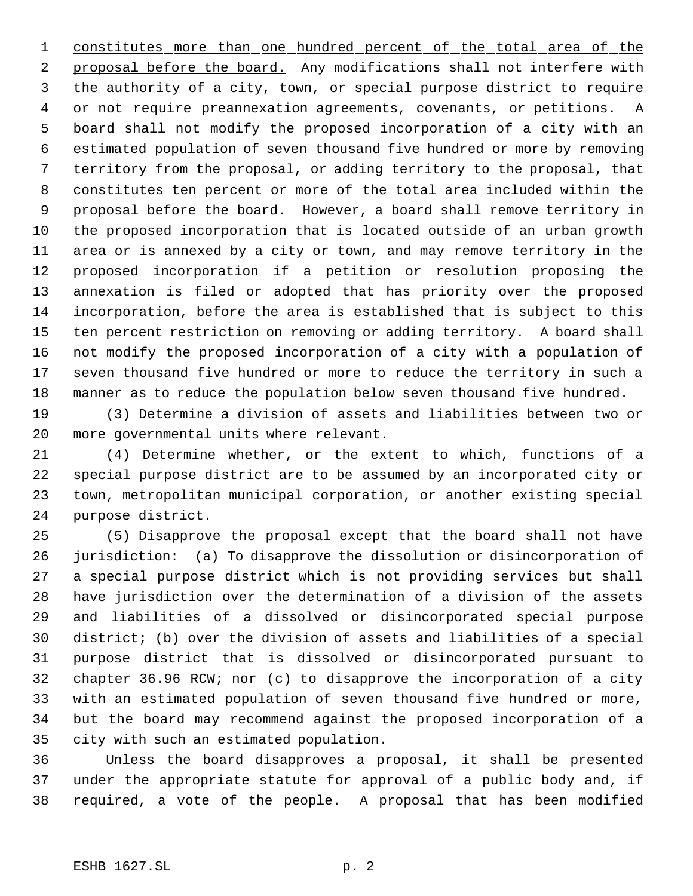constitutes more than one hundred percent of the total area of the proposal before the board. Any modifications shall not interfere with the authority of a city, town, or special purpose district to require or not require preannexation agreements, covenants, or petitions. A board shall not modify the proposed incorporation of a city with an estimated population of seven thousand five hundred or more by removing territory from the proposal, or adding territory to the proposal, that constitutes ten percent or more of the total area included within the proposal before the board. However, a board shall remove territory in the proposed incorporation that is located outside of an urban growth area or is annexed by a city or town, and may remove territory in the proposed incorporation if a petition or resolution proposing the annexation is filed or adopted that has priority over the proposed incorporation, before the area is established that is subject to this ten percent restriction on removing or adding territory. A board shall not modify the proposed incorporation of a city with a population of seven thousand five hundred or more to reduce the territory in such a manner as to reduce the population below seven thousand five hundred.

(3) Determine a division of assets and liabilities between two or more governmental units where relevant.

(4) Determine whether, or the extent to which, functions of a special purpose district are to be assumed by an incorporated city or town, metropolitan municipal corporation, or another existing special purpose district.

(5) Disapprove the proposal except that the board shall not have jurisdiction: (a) To disapprove the dissolution or disincorporation of a special purpose district which is not providing services but shall have jurisdiction over the determination of a division of the assets and liabilities of a dissolved or disincorporated special purpose district; (b) over the division of assets and liabilities of a special purpose district that is dissolved or disincorporated pursuant to chapter 36.96 RCW; nor (c) to disapprove the incorporation of a city with an estimated population of seven thousand five hundred or more, but the board may recommend against the proposed incorporation of a city with such an estimated population.

Unless the board disapproves a proposal, it shall be presented under the appropriate statute for approval of a public body and, if required, a vote of the people. A proposal that has been modified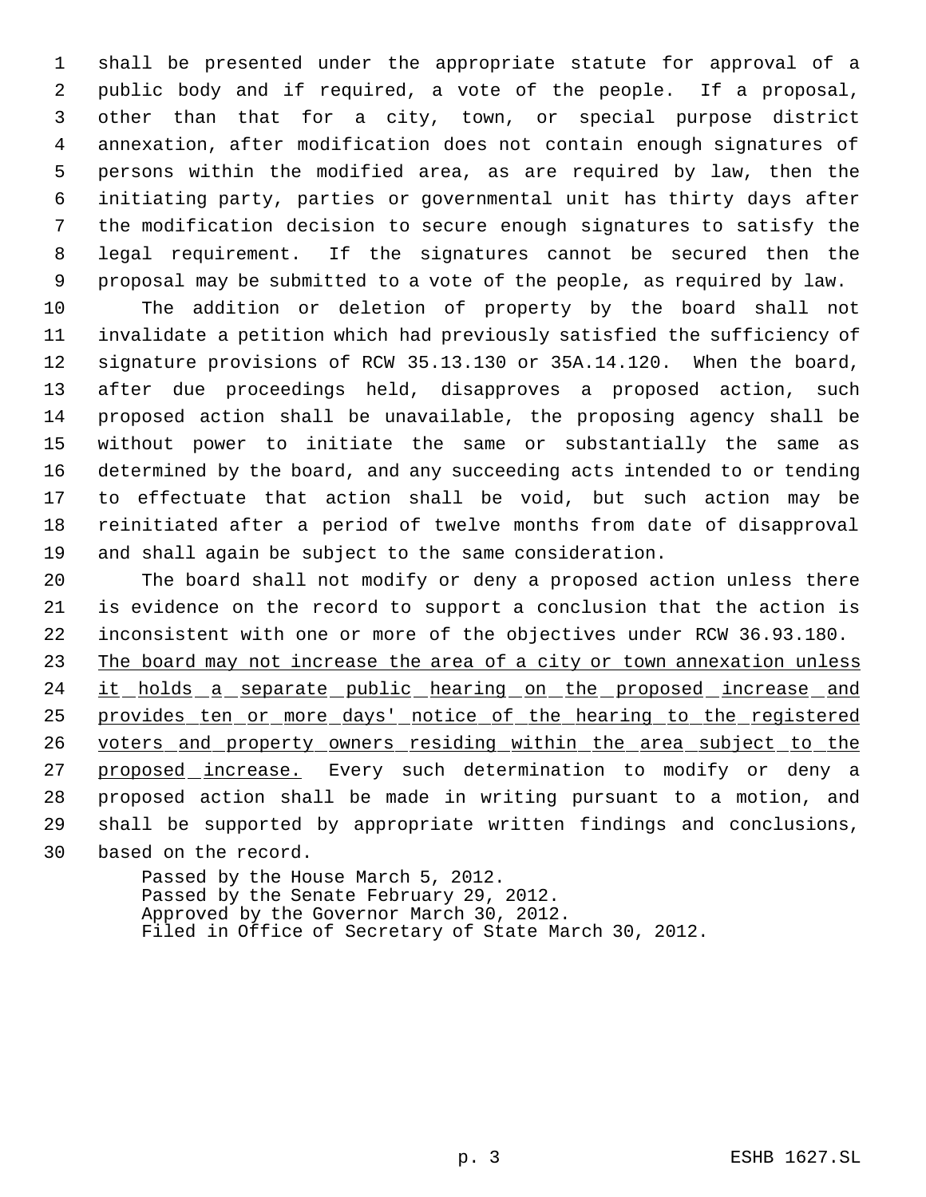shall be presented under the appropriate statute for approval of a public body and if required, a vote of the people. If a proposal, other than that for a city, town, or special purpose district annexation, after modification does not contain enough signatures of persons within the modified area, as are required by law, then the initiating party, parties or governmental unit has thirty days after the modification decision to secure enough signatures to satisfy the legal requirement. If the signatures cannot be secured then the proposal may be submitted to a vote of the people, as required by law.

The addition or deletion of property by the board shall not invalidate a petition which had previously satisfied the sufficiency of signature provisions of RCW 35.13.130 or 35A.14.120. When the board, after due proceedings held, disapproves a proposed action, such proposed action shall be unavailable, the proposing agency shall be without power to initiate the same or substantially the same as determined by the board, and any succeeding acts intended to or tending to effectuate that action shall be void, but such action may be reinitiated after a period of twelve months from date of disapproval and shall again be subject to the same consideration.

The board shall not modify or deny a proposed action unless there is evidence on the record to support a conclusion that the action is inconsistent with one or more of the objectives under RCW 36.93.180. <u>The board may not increase the area of a city or town annexation unless it holds a separate public hearing on the proposed increase and provides ten or more days' notice of the hearing to the registered voters and property owners residing within the area subject to the proposed increase.</u> Every such determination to modify or deny a proposed action shall be made in writing pursuant to a motion, and shall be supported by appropriate written findings and conclusions, based on the record.

Passed by the House March 5, 2012.
Passed by the Senate February 29, 2012.
Approved by the Governor March 30, 2012.
Filed in Office of Secretary of State March 30, 2012.